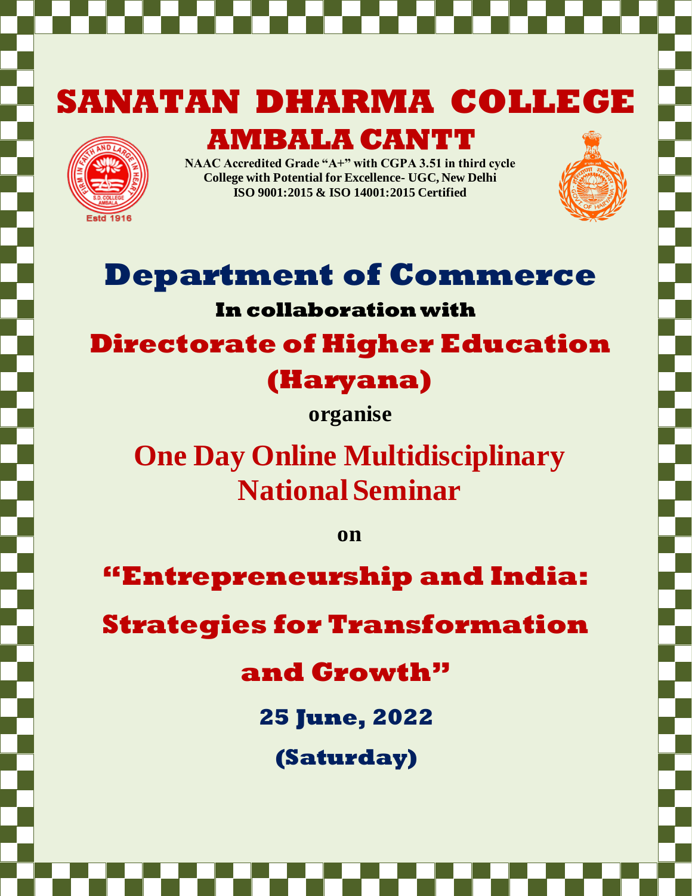# SANATAN DHARMA COLLEGE

## AMBALA CANTT

**NAAC Accredited Grade "A+" with CGPA 3.51 in third cycle**
**College with Potential for Excellence- UGC, New Delhi**
**ISO 9001:2015 & ISO 14001:2015 Certified**

# Department of Commerce

**In collaboration with**

## Directorate of Higher Education (Haryana)

**organise**

## One Day Online Multidisciplinary National Seminar

**on**

## "Entrepreneurship and India: Strategies for Transformation and Growth"

**25 June, 2022**

**(Saturday)**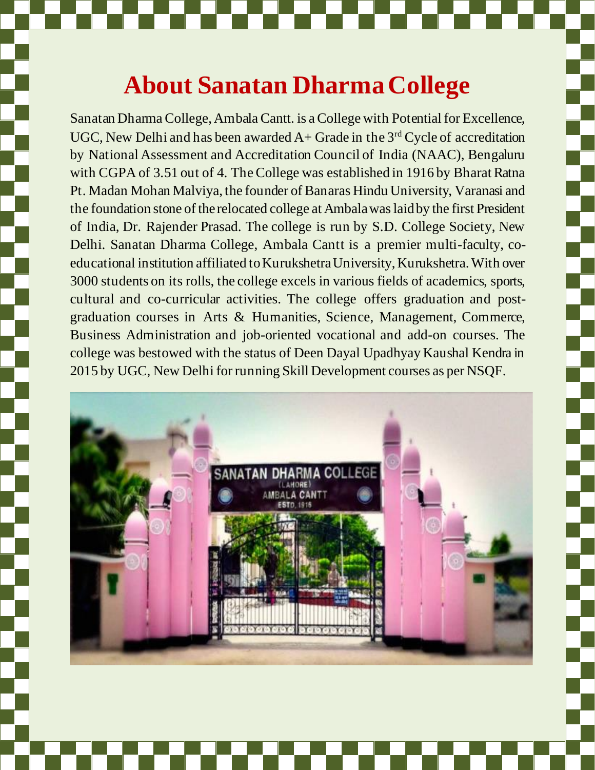# About Sanatan Dharma College

Sanatan Dharma College, Ambala Cantt. is a College with Potential for Excellence, UGC, New Delhi and has been awarded A+ Grade in the 3rd Cycle of accreditation by National Assessment and Accreditation Council of India (NAAC), Bengaluru with CGPA of 3.51 out of 4. The College was established in 1916 by Bharat Ratna Pt. Madan Mohan Malviya, the founder of Banaras Hindu University, Varanasi and the foundation stone of the relocated college at Ambala was laid by the first President of India, Dr. Rajender Prasad. The college is run by S.D. College Society, New Delhi. Sanatan Dharma College, Ambala Cantt is a premier multi-faculty, co-educational institution affiliated to Kurukshetra University, Kurukshetra. With over 3000 students on its rolls, the college excels in various fields of academics, sports, cultural and co-curricular activities. The college offers graduation and post-graduation courses in Arts & Humanities, Science, Management, Commerce, Business Administration and job-oriented vocational and add-on courses. The college was bestowed with the status of Deen Dayal Upadhyay Kaushal Kendra in 2015 by UGC, New Delhi for running Skill Development courses as per NSQF.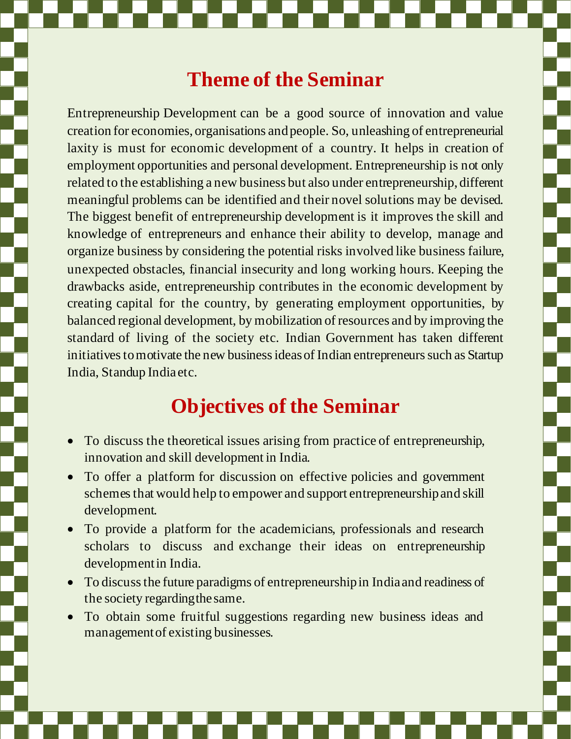## Theme of the Seminar

Entrepreneurship Development can be a good source of innovation and value creation for economies, organisations and people. So, unleashing of entrepreneurial laxity is must for economic development of a country. It helps in creation of employment opportunities and personal development. Entrepreneurship is not only related to the establishing a new business but also under entrepreneurship, different meaningful problems can be identified and their novel solutions may be devised. The biggest benefit of entrepreneurship development is it improves the skill and knowledge of entrepreneurs and enhance their ability to develop, manage and organize business by considering the potential risks involved like business failure, unexpected obstacles, financial insecurity and long working hours. Keeping the drawbacks aside, entrepreneurship contributes in the economic development by creating capital for the country, by generating employment opportunities, by balanced regional development, by mobilization of resources and by improving the standard of living of the society etc. Indian Government has taken different initiatives to motivate the new business ideas of Indian entrepreneurs such as Startup India, Standup India etc.

## Objectives of the Seminar

- To discuss the theoretical issues arising from practice of entrepreneurship, innovation and skill development in India.
- To offer a platform for discussion on effective policies and government schemes that would help to empower and support entrepreneurship and skill development.
- To provide a platform for the academicians, professionals and research scholars to discuss and exchange their ideas on entrepreneurship development in India.
- To discuss the future paradigms of entrepreneurship in India and readiness of the society regarding the same.
- To obtain some fruitful suggestions regarding new business ideas and management of existing businesses.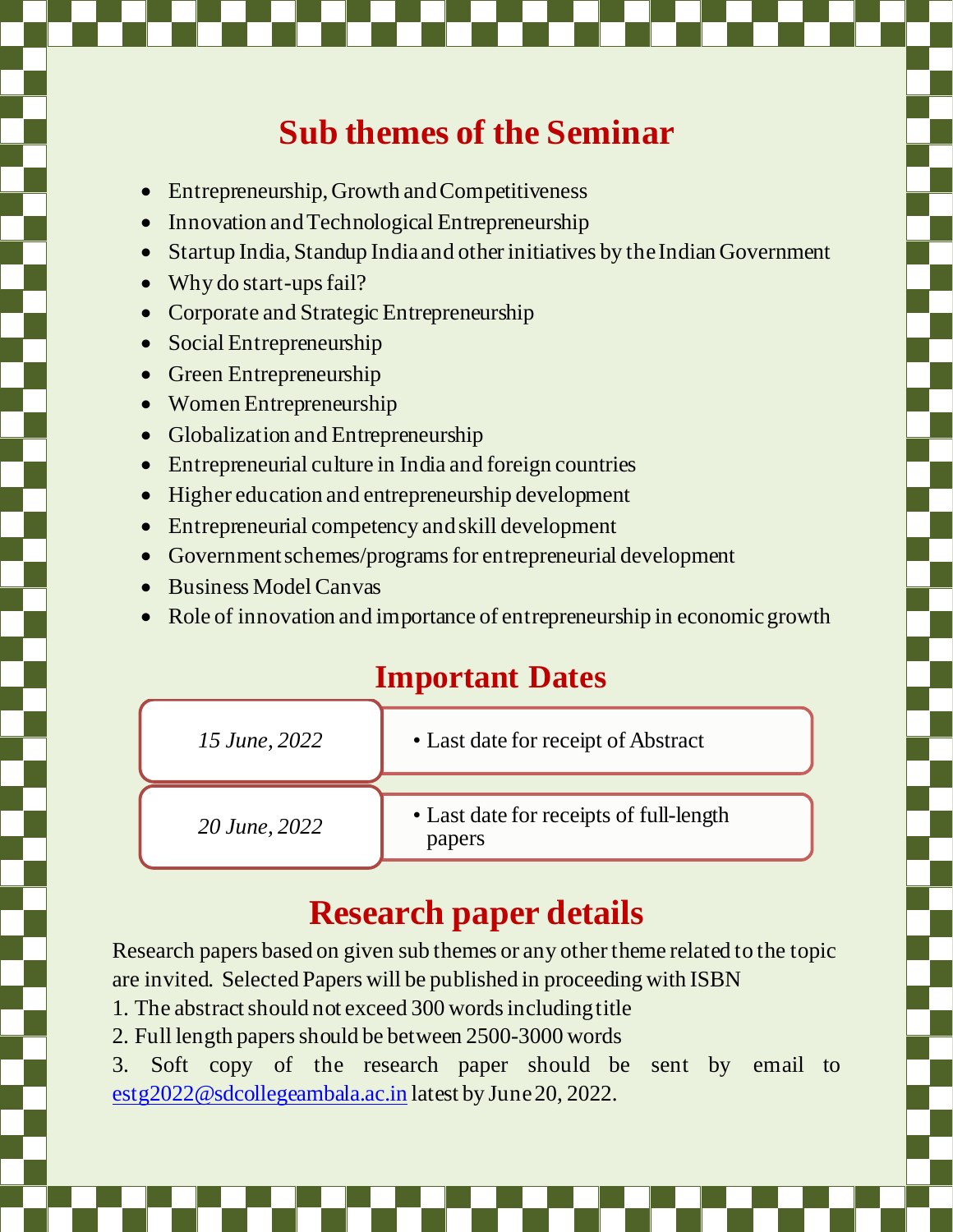# Sub themes of the Seminar

- Entrepreneurship, Growth and Competitiveness
- Innovation and Technological Entrepreneurship
- Startup India, Standup India and other initiatives by the Indian Government
- Why do start-ups fail?
- Corporate and Strategic Entrepreneurship
- Social Entrepreneurship
- Green Entrepreneurship
- Women Entrepreneurship
- Globalization and Entrepreneurship
- Entrepreneurial culture in India and foreign countries
- Higher education and entrepreneurship development
- Entrepreneurial competency and skill development
- Government schemes/programs for entrepreneurial development
- Business Model Canvas
- Role of innovation and importance of entrepreneurship in economic growth

# Important Dates

| Date | Event |
| --- | --- |
| *15 June, 2022* | Last date for receipt of Abstract |
| *20 June, 2022* | Last date for receipts of full-length papers |

# Research paper details

Research papers based on given sub themes or any other theme related to the topic are invited. Selected Papers will be published in proceeding with ISBN

1. The abstract should not exceed 300 words including title
2. Full length papers should be between 2500-3000 words
3. Soft copy of the research paper should be sent by email to estg2022@sdcollegeambala.ac.in latest by June 20, 2022.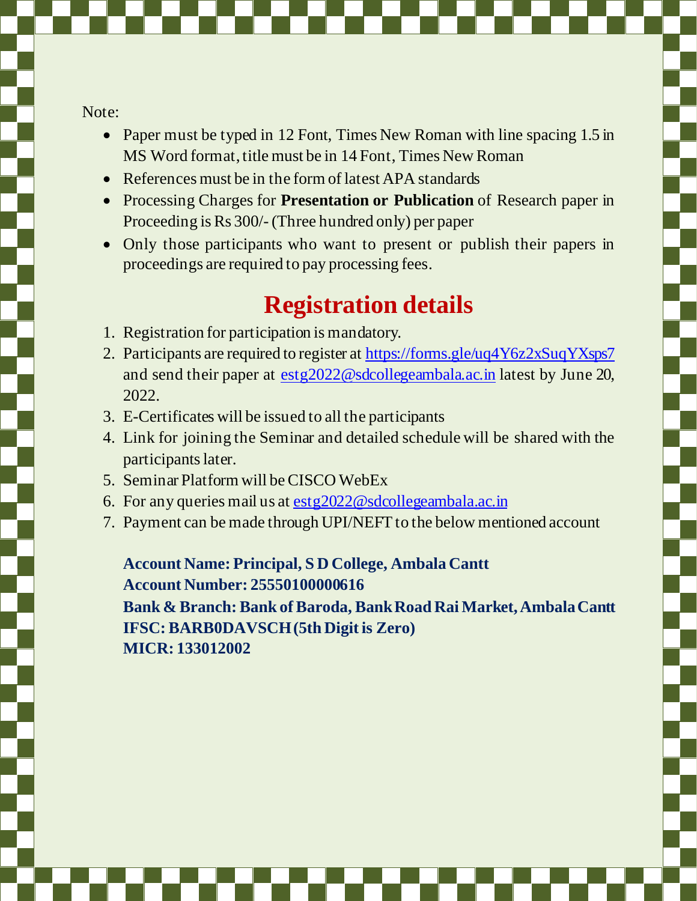Note:

- Paper must be typed in 12 Font, Times New Roman with line spacing 1.5 in MS Word format, title must be in 14 Font, Times New Roman
- References must be in the form of latest APA standards
- Processing Charges for **Presentation or Publication** of Research paper in Proceeding is Rs 300/- (Three hundred only) per paper
- Only those participants who want to present or publish their papers in proceedings are required to pay processing fees.

# Registration details

1. Registration for participation is mandatory.
2. Participants are required to register at https://forms.gle/uq4Y6z2xSuqYXsps7 and send their paper at estg2022@sdcollegeambala.ac.in latest by June 20, 2022.
3. E-Certificates will be issued to all the participants
4. Link for joining the Seminar and detailed schedule will be shared with the participants later.
5. Seminar Platform will be CISCO WebEx
6. For any queries mail us at estg2022@sdcollegeambala.ac.in
7. Payment can be made through UPI/NEFT to the below mentioned account

**Account Name: Principal, S D College, Ambala Cantt**
**Account Number: 25550100000616**
**Bank & Branch: Bank of Baroda, Bank Road Rai Market, Ambala Cantt**
**IFSC: BARB0DAVSCH (5th Digit is Zero)**
**MICR: 133012002**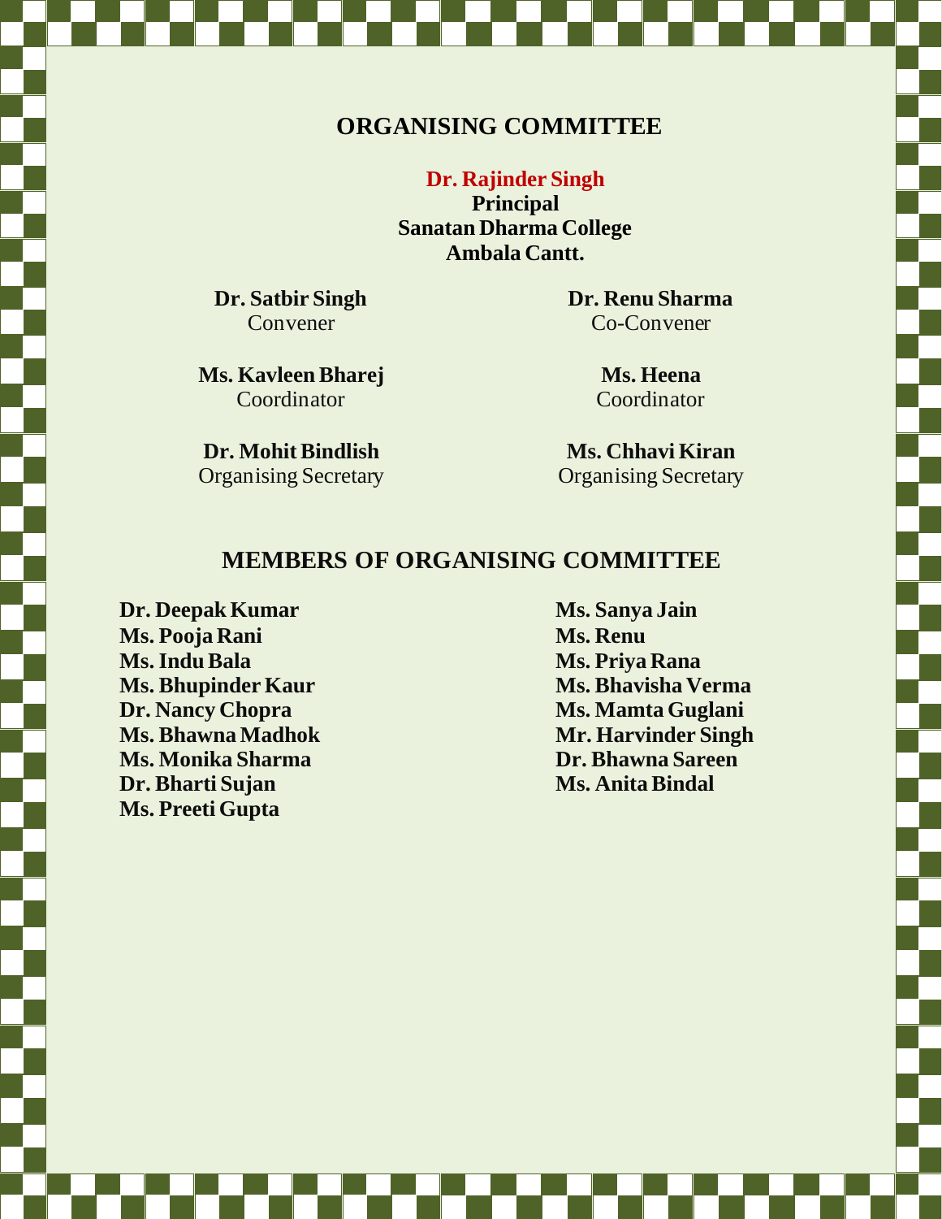# ORGANISING COMMITTEE

**Dr. Rajinder Singh**
**Principal**
**Sanatan Dharma College**
**Ambala Cantt.**

**Dr. Satbir Singh**
Convener

**Dr. Renu Sharma**
Co-Convener

**Ms. Kavleen Bharej**
Coordinator

**Ms. Heena**
Coordinator

**Dr. Mohit Bindlish**
Organising Secretary

**Ms. Chhavi Kiran**
Organising Secretary

## MEMBERS OF ORGANISING COMMITTEE

**Dr. Deepak Kumar**
**Ms. Pooja Rani**
**Ms. Indu Bala**
**Ms. Bhupinder Kaur**
**Dr. Nancy Chopra**
**Ms. Bhawna Madhok**
**Ms. Monika Sharma**
**Dr. Bharti Sujan**
**Ms. Preeti Gupta**
**Ms. Sanya Jain**
**Ms. Renu**
**Ms. Priya Rana**
**Ms. Bhavisha Verma**
**Ms. Mamta Guglani**
**Mr. Harvinder Singh**
**Dr. Bhawna Sareen**
**Ms. Anita Bindal**